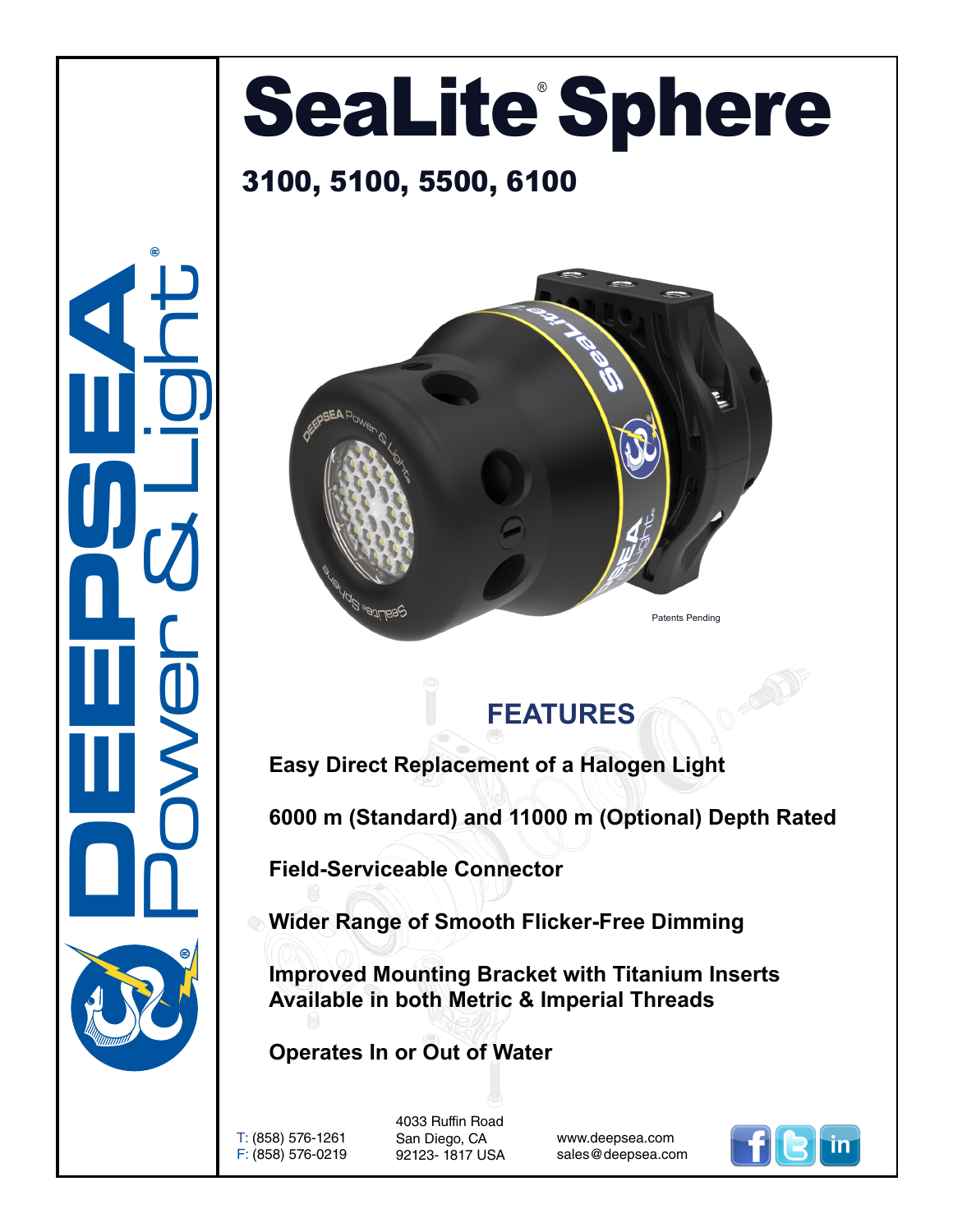# SeaLite® Sphere

## 3100, 5100, 5500, 6100

Patents Pending

## FEATURES

**Easy Direct Replacement of a Halogen Light**

**6000 m (Standard) and 11000 m (Optional) Depth Rated**

**Field-Serviceable Connector**

**Wider Range of Smooth Flicker-Free Dimming**

**Improved Mounting Bracket with Titanium Inserts**
**Available in both Metric & Imperial Threads**

**Operates In or Out of Water**

DEEPSEA Power & Light®

T: (858) 576-1261
F: (858) 576-0219

4033 Ruffin Road
San Diego, CA
92123- 1817 USA

www.deepsea.com
sales@deepsea.com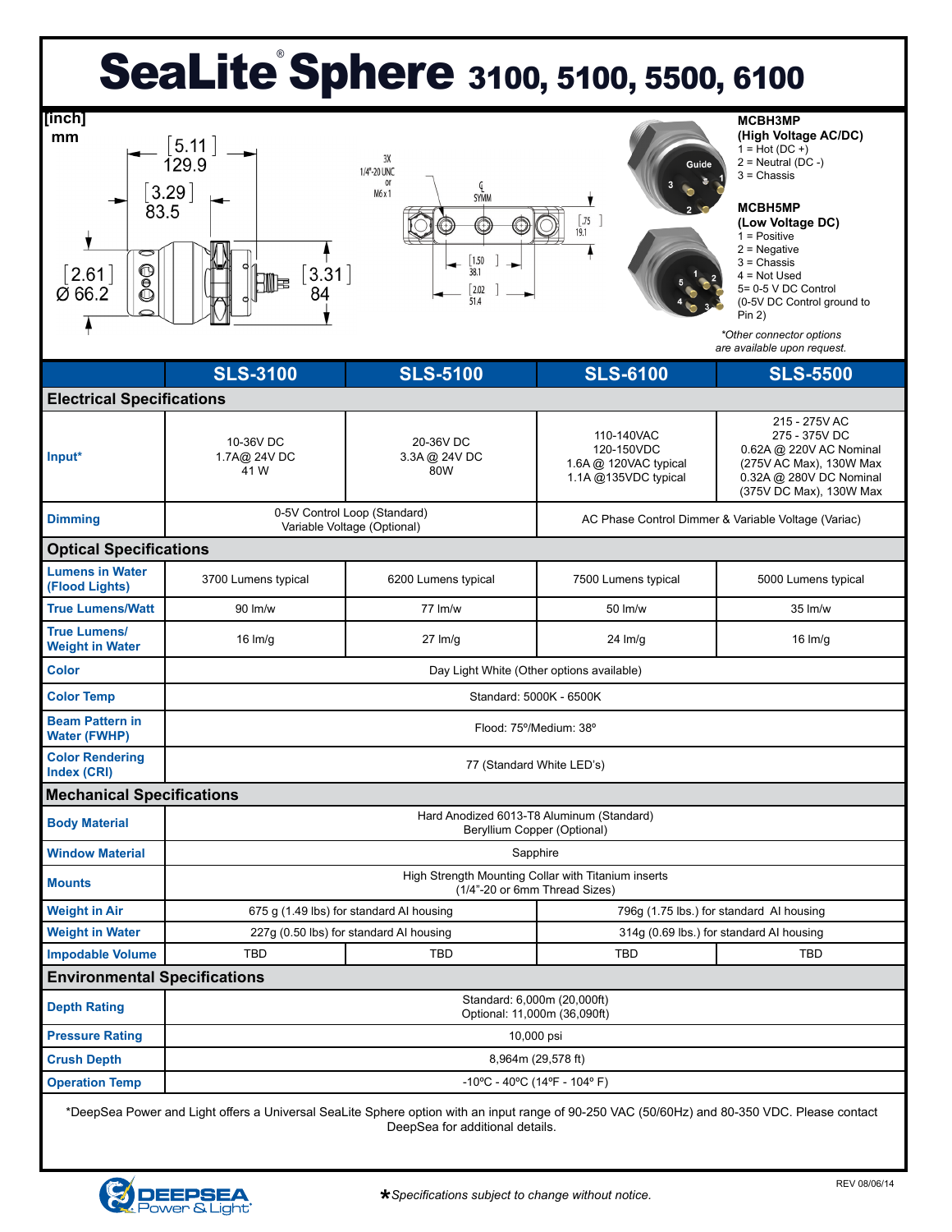# SeaLite® Sphere 3100, 5100, 5500, 6100

[inch]
mm

[5.11]
129.9

[3.29]
83.5

[2.61]
Ø 66.2

[3.31]
84

3X
1/4"-20 UNC
or
M6 x 1

℄
SYMM

[.75]
19.1

[1.50]
38.1

[2.02]
51.4

**MCBH3MP**
**(High Voltage AC/DC)**
1 = Hot (DC +)
2 = Neutral (DC -)
3 = Chassis

**MCBH5MP**
**(Low Voltage DC)**
1 = Positive
2 = Negative
3 = Chassis
4 = Not Used
5= 0-5 V DC Control
(0-5V DC Control ground to Pin 2)

*\*Other connector options are available upon request.*

| | SLS-3100 | SLS-5100 | SLS-6100 | SLS-5500 |
|---|---|---|---|---|
| **Electrical Specifications** | | | | |
| Input* | 10-36V DC<br>1.7A@ 24V DC<br>41 W | 20-36V DC<br>3.3A @ 24V DC<br>80W | 110-140VAC<br>120-150VDC<br>1.6A @ 120VAC typical<br>1.1A @135VDC typical | 215 - 275V AC<br>275 - 375V DC<br>0.62A @ 220V AC Nominal<br>(275V AC Max), 130W Max<br>0.32A @ 280V DC Nominal<br>(375V DC Max), 130W Max |
| Dimming | 0-5V Control Loop (Standard)<br>Variable Voltage (Optional) | | AC Phase Control Dimmer & Variable Voltage (Variac) | |
| **Optical Specifications** | | | | |
| Lumens in Water (Flood Lights) | 3700 Lumens typical | 6200 Lumens typical | 7500 Lumens typical | 5000 Lumens typical |
| True Lumens/Watt | 90 lm/w | 77 lm/w | 50 lm/w | 35 lm/w |
| True Lumens/ Weight in Water | 16 lm/g | 27 lm/g | 24 lm/g | 16 lm/g |
| Color | Day Light White (Other options available) | | | |
| Color Temp | Standard: 5000K - 6500K | | | |
| Beam Pattern in Water (FWHP) | Flood: 75º/Medium: 38º | | | |
| Color Rendering Index (CRI) | 77 (Standard White LED's) | | | |
| **Mechanical Specifications** | | | | |
| Body Material | Hard Anodized 6013-T8 Aluminum (Standard)<br>Beryllium Copper (Optional) | | | |
| Window Material | Sapphire | | | |
| Mounts | High Strength Mounting Collar with Titanium inserts<br>(1/4"-20 or 6mm Thread Sizes) | | | |
| Weight in Air | 675 g (1.49 lbs) for standard Al housing | | 796g (1.75 lbs.) for standard Al housing | |
| Weight in Water | 227g (0.50 lbs) for standard Al housing | | 314g (0.69 lbs.) for standard Al housing | |
| Impodable Volume | TBD | TBD | TBD | TBD |
| **Environmental Specifications** | | | | |
| Depth Rating | Standard: 6,000m (20,000ft)<br>Optional: 11,000m (36,090ft) | | | |
| Pressure Rating | 10,000 psi | | | |
| Crush Depth | 8,964m (29,578 ft) | | | |
| Operation Temp | -10ºC - 40ºC (14ºF - 104º F) | | | |

*DeepSea Power and Light offers a Universal SeaLite Sphere option with an input range of 90-250 VAC (50/60Hz) and 80-350 VDC. Please contact DeepSea for additional details.

DEEPSEA Power & Light®

*\*Specifications subject to change without notice.*

REV 08/06/14